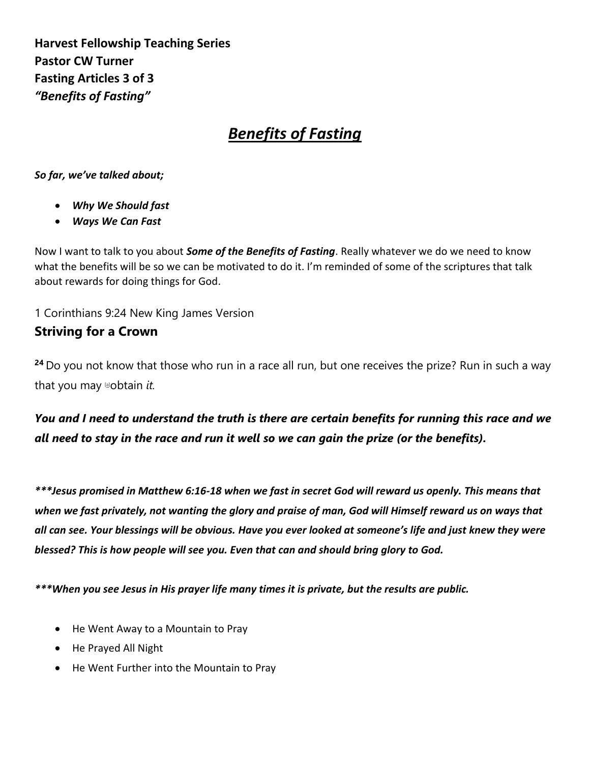**Harvest Fellowship Teaching Series**
**Pastor CW Turner**
**Fasting Articles 3 of 3**
***"Benefits of Fasting"***

# ***Benefits of Fasting***

***So far, we've talked about;***

- ***Why We Should fast***
- ***Ways We Can Fast***

Now I want to talk to you about ***Some of the Benefits of Fasting***. Really whatever we do we need to know what the benefits will be so we can be motivated to do it. I'm reminded of some of the scriptures that talk about rewards for doing things for God.

1 Corinthians 9:24 New King James Version

### Striving for a Crown

[24] Do you not know that those who run in a race all run, but one receives the prize? Run in such a way that you may [a]obtain *it*.

***You and I need to understand the truth is there are certain benefits for running this race and we all need to stay in the race and run it well so we can gain the prize (or the benefits).***

***\*\*\*Jesus promised in Matthew 6:16-18 when we fast in secret God will reward us openly. This means that when we fast privately, not wanting the glory and praise of man, God will Himself reward us on ways that all can see. Your blessings will be obvious. Have you ever looked at someone's life and just knew they were blessed? This is how people will see you. Even that can and should bring glory to God.***

***\*\*\*When you see Jesus in His prayer life many times it is private, but the results are public.***

- He Went Away to a Mountain to Pray
- He Prayed All Night
- He Went Further into the Mountain to Pray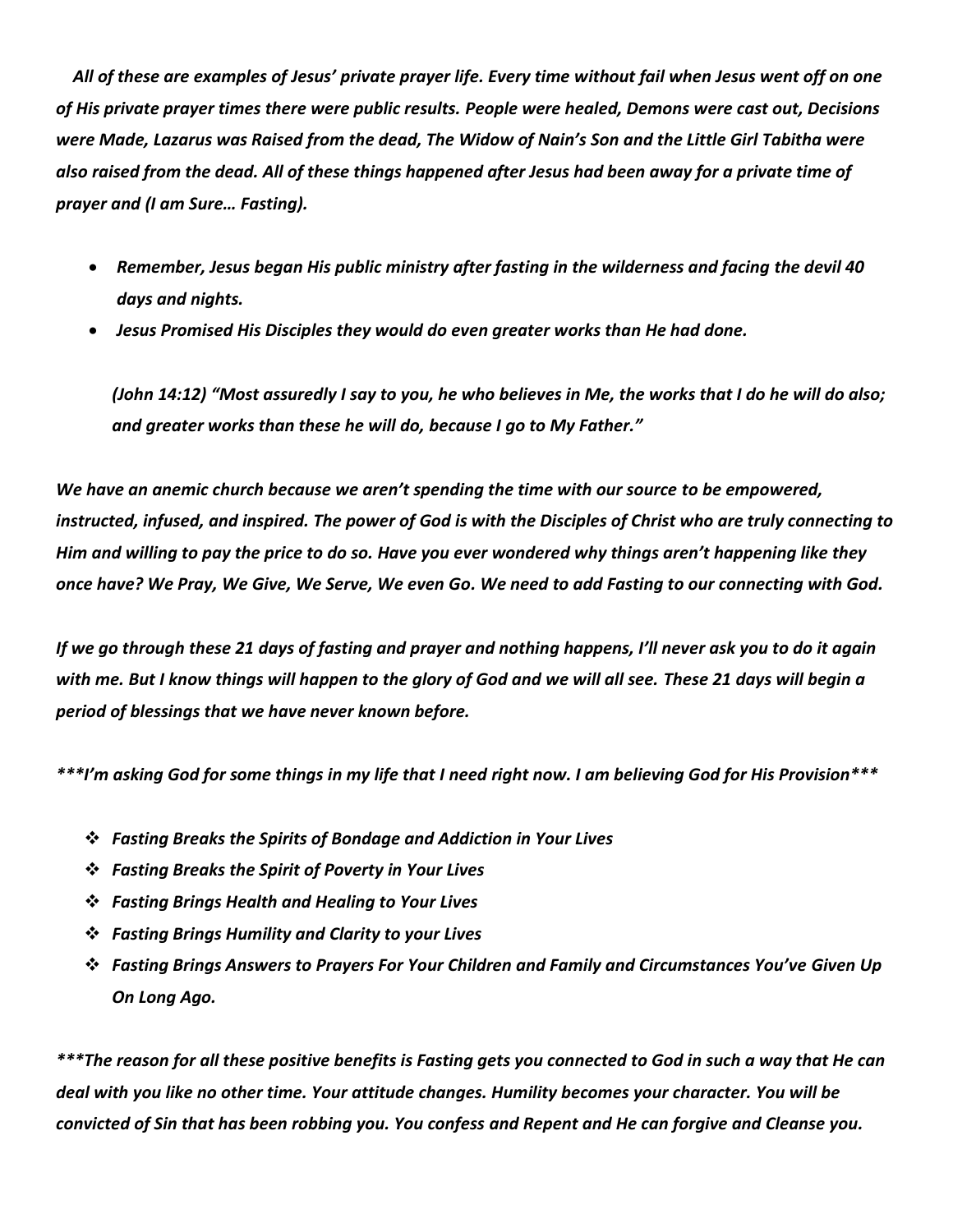*All of these are examples of Jesus' private prayer life. Every time without fail when Jesus went off on one of His private prayer times there were public results. People were healed, Demons were cast out, Decisions were Made, Lazarus was Raised from the dead, The Widow of Nain's Son and the Little Girl Tabitha were also raised from the dead. All of these things happened after Jesus had been away for a private time of prayer and (I am Sure… Fasting).*

- *Remember, Jesus began His public ministry after fasting in the wilderness and facing the devil 40 days and nights.*
- *Jesus Promised His Disciples they would do even greater works than He had done.*

*(John 14:12) "Most assuredly I say to you, he who believes in Me, the works that I do he will do also; and greater works than these he will do, because I go to My Father."*

*We have an anemic church because we aren't spending the time with our source to be empowered, instructed, infused, and inspired. The power of God is with the Disciples of Christ who are truly connecting to Him and willing to pay the price to do so. Have you ever wondered why things aren't happening like they once have? We Pray, We Give, We Serve, We even Go. We need to add Fasting to our connecting with God.*

*If we go through these 21 days of fasting and prayer and nothing happens, I'll never ask you to do it again with me. But I know things will happen to the glory of God and we will all see. These 21 days will begin a period of blessings that we have never known before.*

*\*\*\*I'm asking God for some things in my life that I need right now. I am believing God for His Provision\*\*\**

- *Fasting Breaks the Spirits of Bondage and Addiction in Your Lives*
- *Fasting Breaks the Spirit of Poverty in Your Lives*
- *Fasting Brings Health and Healing to Your Lives*
- *Fasting Brings Humility and Clarity to your Lives*
- *Fasting Brings Answers to Prayers For Your Children and Family and Circumstances You've Given Up On Long Ago.*

*\*\*\*The reason for all these positive benefits is Fasting gets you connected to God in such a way that He can deal with you like no other time. Your attitude changes. Humility becomes your character. You will be convicted of Sin that has been robbing you. You confess and Repent and He can forgive and Cleanse you.*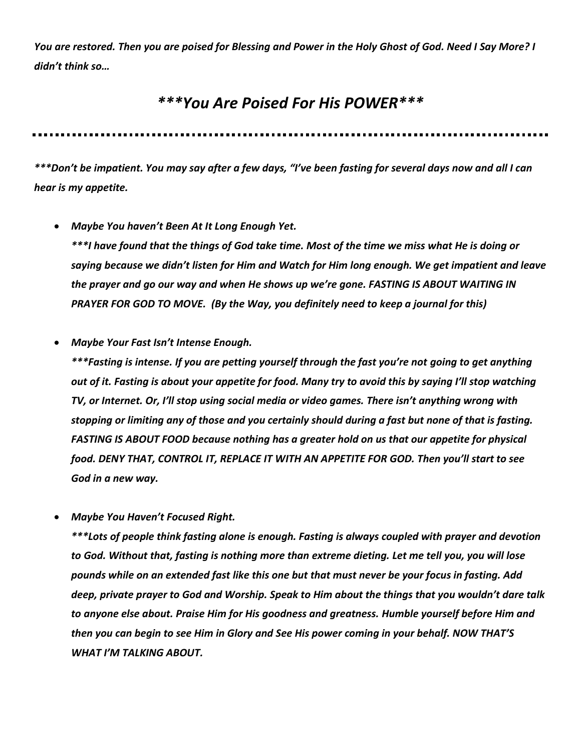*You are restored. Then you are poised for Blessing and Power in the Holy Ghost of God. Need I Say More? I didn't think so…*

# ***You Are Poised For His POWER***

---

****Don't be impatient. You may say after a few days, "I've been fasting for several days now and all I can hear is my appetite.*

- ***Maybe You haven't Been At It Long Enough Yet.***
  ****I have found that the things of God take time. Most of the time we miss what He is doing or saying because we didn't listen for Him and Watch for Him long enough. We get impatient and leave the prayer and go our way and when He shows up we're gone. FASTING IS ABOUT WAITING IN PRAYER FOR GOD TO MOVE. (By the Way, you definitely need to keep a journal for this)*

- ***Maybe Your Fast Isn't Intense Enough.***
  ****Fasting is intense. If you are petting yourself through the fast you're not going to get anything out of it. Fasting is about your appetite for food. Many try to avoid this by saying I'll stop watching TV, or Internet. Or, I'll stop using social media or video games. There isn't anything wrong with stopping or limiting any of those and you certainly should during a fast but none of that is fasting. FASTING IS ABOUT FOOD because nothing has a greater hold on us that our appetite for physical food. DENY THAT, CONTROL IT, REPLACE IT WITH AN APPETITE FOR GOD. Then you'll start to see God in a new way.*

- ***Maybe You Haven't Focused Right.***
  ****Lots of people think fasting alone is enough. Fasting is always coupled with prayer and devotion to God. Without that, fasting is nothing more than extreme dieting. Let me tell you, you will lose pounds while on an extended fast like this one but that must never be your focus in fasting. Add deep, private prayer to God and Worship. Speak to Him about the things that you wouldn't dare talk to anyone else about. Praise Him for His goodness and greatness. Humble yourself before Him and then you can begin to see Him in Glory and See His power coming in your behalf. NOW THAT'S WHAT I'M TALKING ABOUT.*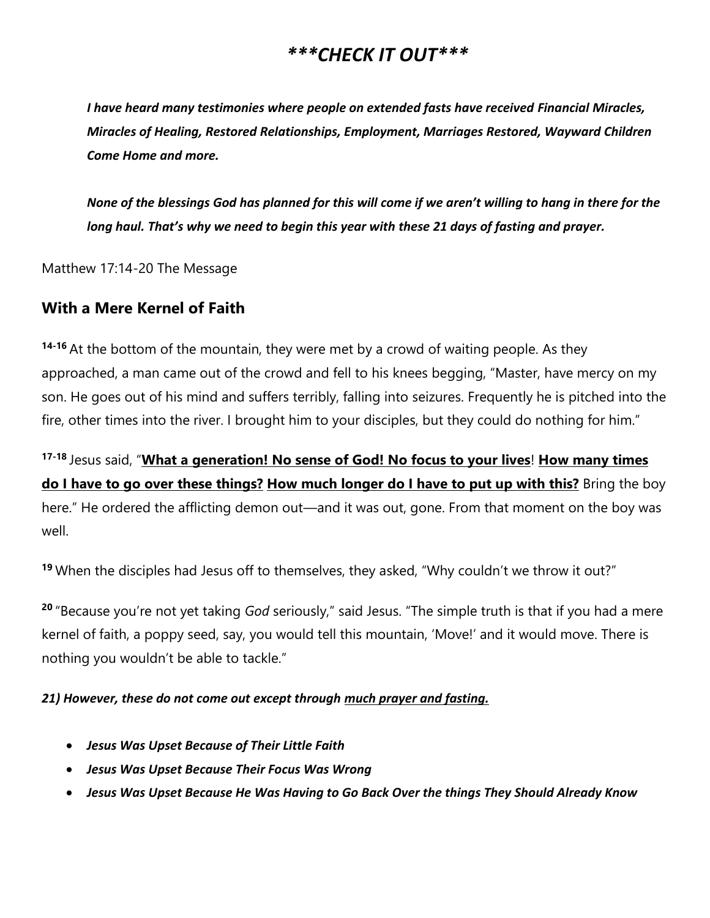# ***CHECK IT OUT***

***I have heard many testimonies where people on extended fasts have received Financial Miracles, Miracles of Healing, Restored Relationships, Employment, Marriages Restored, Wayward Children Come Home and more.***

***None of the blessings God has planned for this will come if we aren't willing to hang in there for the long haul. That's why we need to begin this year with these 21 days of fasting and prayer.***

Matthew 17:14-20 The Message

## With a Mere Kernel of Faith

**14-16** At the bottom of the mountain, they were met by a crowd of waiting people. As they approached, a man came out of the crowd and fell to his knees begging, "Master, have mercy on my son. He goes out of his mind and suffers terribly, falling into seizures. Frequently he is pitched into the fire, other times into the river. I brought him to your disciples, but they could do nothing for him."

**17-18** Jesus said, "<u>**What a generation! No sense of God! No focus to your lives**</u>! <u>**How many times do I have to go over these things?**</u> <u>**How much longer do I have to put up with this?**</u> Bring the boy here." He ordered the afflicting demon out—and it was out, gone. From that moment on the boy was well.

**19** When the disciples had Jesus off to themselves, they asked, "Why couldn't we throw it out?"

**20** "Because you're not yet taking *God* seriously," said Jesus. "The simple truth is that if you had a mere kernel of faith, a poppy seed, say, you would tell this mountain, 'Move!' and it would move. There is nothing you wouldn't be able to tackle."

***21) However, these do not come out except through <u>much prayer and fasting.</u>***

- ***Jesus Was Upset Because of Their Little Faith***
- ***Jesus Was Upset Because Their Focus Was Wrong***
- ***Jesus Was Upset Because He Was Having to Go Back Over the things They Should Already Know***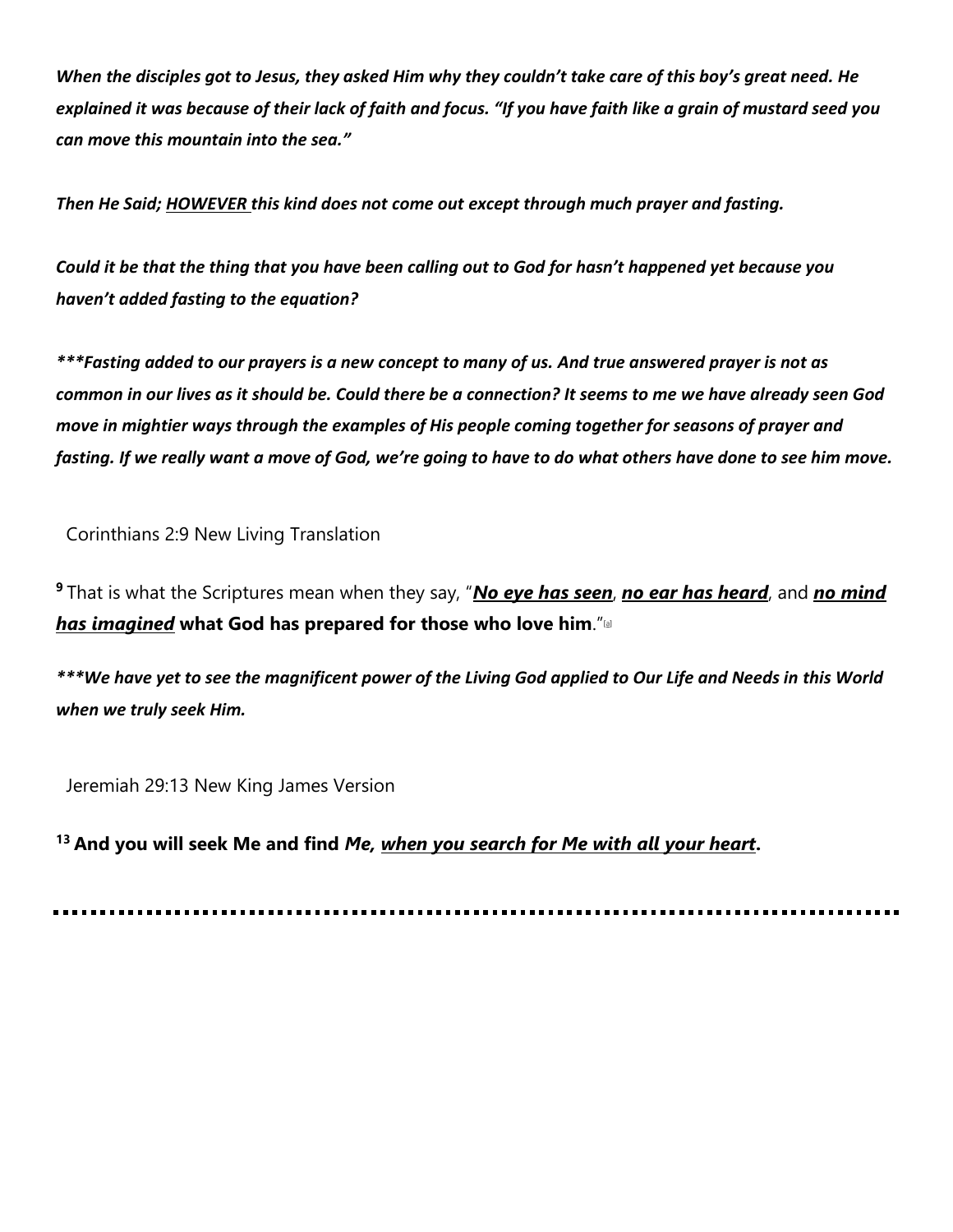***When the disciples got to Jesus, they asked Him why they couldn't take care of this boy's great need. He explained it was because of their lack of faith and focus. "If you have faith like a grain of mustard seed you can move this mountain into the sea."***

***Then He Said; <u>HOWEVER</u> this kind does not come out except through much prayer and fasting.***

***Could it be that the thing that you have been calling out to God for hasn't happened yet because you haven't added fasting to the equation?***

******Fasting added to our prayers is a new concept to many of us. And true answered prayer is not as common in our lives as it should be. Could there be a connection? It seems to me we have already seen God move in mightier ways through the examples of His people coming together for seasons of prayer and fasting. If we really want a move of God, we're going to have to do what others have done to see him move.***

Corinthians 2:9 New Living Translation

[9] That is what the Scriptures mean when they say, "***<u>No eye has seen</u>***, ***<u>no ear has heard</u>***, and ***<u>no mind has imagined</u>*** **what God has prepared for those who love him**."[a]

******We have yet to see the magnificent power of the Living God applied to Our Life and Needs in this World when we truly seek Him.***

Jeremiah 29:13 New King James Version

**[13] And you will seek Me and find *Me, <u>when you search for Me with all your heart</u>*.**

---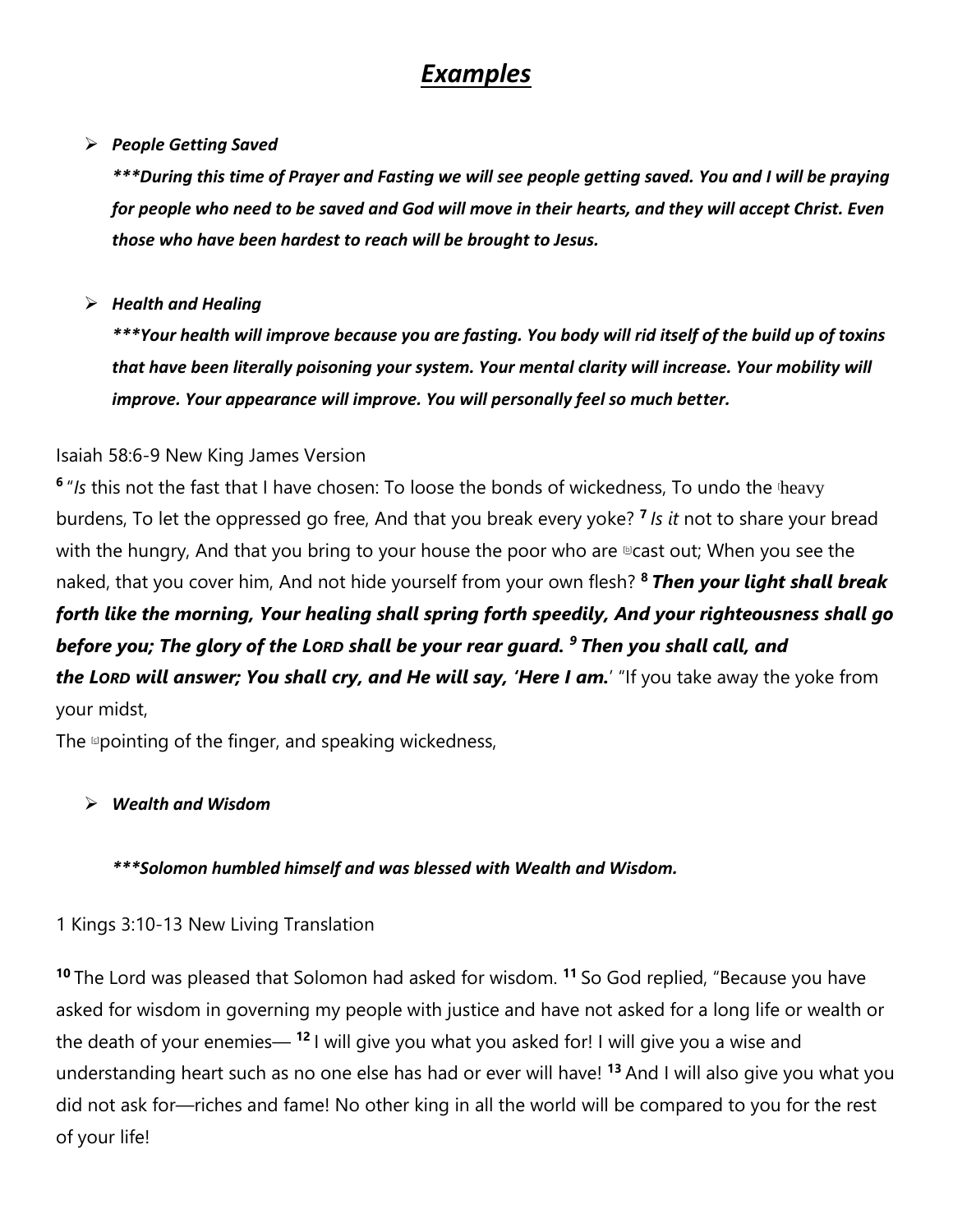# *Examples*

- ***People Getting Saved***

  ****\*During this time of Prayer and Fasting we will see people getting saved. You and I will be praying for people who need to be saved and God will move in their hearts, and they will accept Christ. Even those who have been hardest to reach will be brought to Jesus.***

- ***Health and Healing***

  ****\*Your health will improve because you are fasting. You body will rid itself of the build up of toxins that have been literally poisoning your system. Your mental clarity will increase. Your mobility will improve. Your appearance will improve. You will personally feel so much better.***

Isaiah 58:6-9 New King James Version

[6] "*Is* this not the fast that I have chosen: To loose the bonds of wickedness, To undo the [a]heavy burdens, To let the oppressed go free, And that you break every yoke? [7] *Is it* not to share your bread with the hungry, And that you bring to your house the poor who are [b]cast out; When you see the naked, that you cover him, And not hide yourself from your own flesh? [8] ***Then your light shall break forth like the morning, Your healing shall spring forth speedily, And your righteousness shall go before you; The glory of the LORD shall be your rear guard.*** [9] ***Then you shall call, and the LORD will answer; You shall cry, and He will say, 'Here I am.'*** "If you take away the yoke from your midst,
The [c]pointing of the finger, and speaking wickedness,

- ***Wealth and Wisdom***

  ****\*Solomon humbled himself and was blessed with Wealth and Wisdom.***

1 Kings 3:10-13 New Living Translation

[10] The Lord was pleased that Solomon had asked for wisdom. [11] So God replied, "Because you have asked for wisdom in governing my people with justice and have not asked for a long life or wealth or the death of your enemies— [12] I will give you what you asked for! I will give you a wise and understanding heart such as no one else has had or ever will have! [13] And I will also give you what you did not ask for—riches and fame! No other king in all the world will be compared to you for the rest of your life!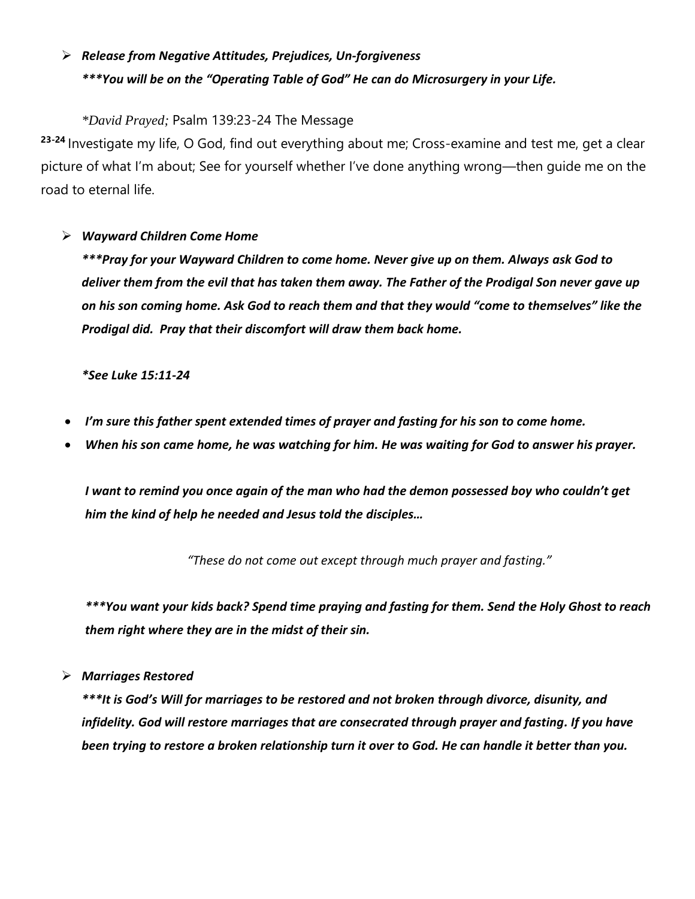- ***Release from Negative Attitudes, Prejudices, Un-forgiveness***

  ****\*\*You will be on the "Operating Table of God" He can do Microsurgery in your Life.***

*\*David Prayed;* Psalm 139:23-24 The Message

**23-24** Investigate my life, O God, find out everything about me; Cross-examine and test me, get a clear picture of what I'm about; See for yourself whether I've done anything wrong—then guide me on the road to eternal life.

- ***Wayward Children Come Home***

  ****\*\*Pray for your Wayward Children to come home. Never give up on them. Always ask God to deliver them from the evil that has taken them away. The Father of the Prodigal Son never gave up on his son coming home. Ask God to reach them and that they would "come to themselves" like the Prodigal did. Pray that their discomfort will draw them back home.***

  ***\*See Luke 15:11-24***

- ***I'm sure this father spent extended times of prayer and fasting for his son to come home.***
- ***When his son came home, he was watching for him. He was waiting for God to answer his prayer.***

  ***I want to remind you once again of the man who had the demon possessed boy who couldn't get him the kind of help he needed and Jesus told the disciples…***

  *"These do not come out except through much prayer and fasting."*

  ****\*\*You want your kids back? Spend time praying and fasting for them. Send the Holy Ghost to reach them right where they are in the midst of their sin.***

- ***Marriages Restored***

  ****\*\*It is God's Will for marriages to be restored and not broken through divorce, disunity, and infidelity. God will restore marriages that are consecrated through prayer and fasting. If you have been trying to restore a broken relationship turn it over to God. He can handle it better than you.***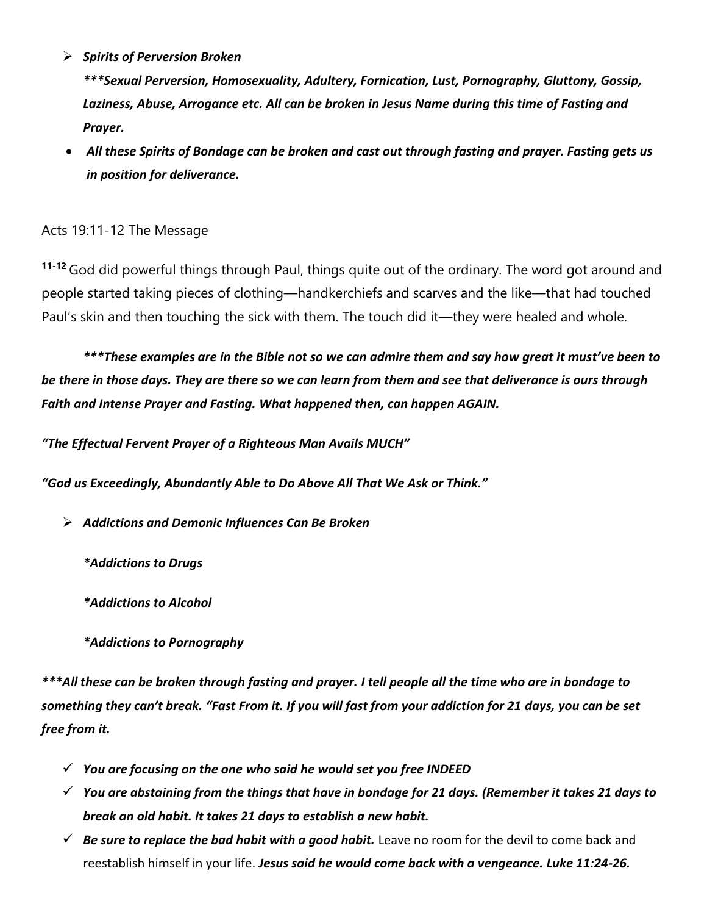- ***Spirits of Perversion Broken***

  ****\*\*Sexual Perversion, Homosexuality, Adultery, Fornication, Lust, Pornography, Gluttony, Gossip, Laziness, Abuse, Arrogance etc. All can be broken in Jesus Name during this time of Fasting and Prayer.***

- ***All these Spirits of Bondage can be broken and cast out through fasting and prayer. Fasting gets us in position for deliverance.***

Acts 19:11-12 The Message

**11-12** God did powerful things through Paul, things quite out of the ordinary. The word got around and people started taking pieces of clothing—handkerchiefs and scarves and the like—that had touched Paul's skin and then touching the sick with them. The touch did it—they were healed and whole.

***\*\*\*These examples are in the Bible not so we can admire them and say how great it must've been to be there in those days. They are there so we can learn from them and see that deliverance is ours through Faith and Intense Prayer and Fasting. What happened then, can happen AGAIN.***

***"The Effectual Fervent Prayer of a Righteous Man Avails MUCH"***

***"God us Exceedingly, Abundantly Able to Do Above All That We Ask or Think."***

- ***Addictions and Demonic Influences Can Be Broken***

  ***\*Addictions to Drugs***

  ***\*Addictions to Alcohol***

  ***\*Addictions to Pornography***

***\*\*\*All these can be broken through fasting and prayer. I tell people all the time who are in bondage to something they can't break. "Fast From it. If you will fast from your addiction for 21 days, you can be set free from it.***

- ✓ ***You are focusing on the one who said he would set you free INDEED***
- ✓ ***You are abstaining from the things that have in bondage for 21 days. (Remember it takes 21 days to break an old habit. It takes 21 days to establish a new habit.***
- ✓ ***Be sure to replace the bad habit with a good habit.*** Leave no room for the devil to come back and reestablish himself in your life. ***Jesus said he would come back with a vengeance. Luke 11:24-26.***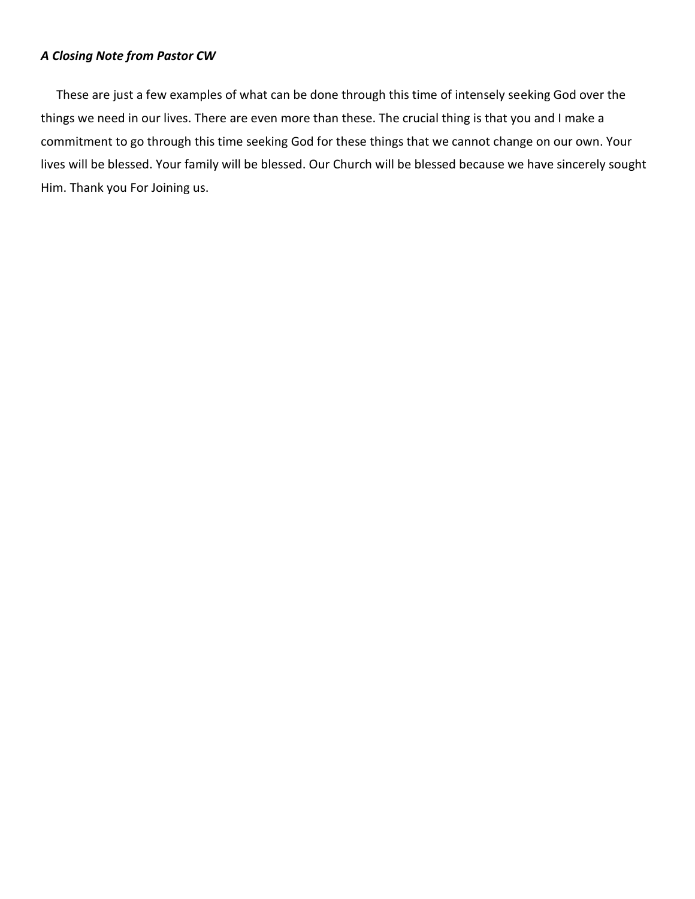***A Closing Note from Pastor CW***

These are just a few examples of what can be done through this time of intensely seeking God over the things we need in our lives. There are even more than these. The crucial thing is that you and I make a commitment to go through this time seeking God for these things that we cannot change on our own. Your lives will be blessed. Your family will be blessed. Our Church will be blessed because we have sincerely sought Him. Thank you For Joining us.